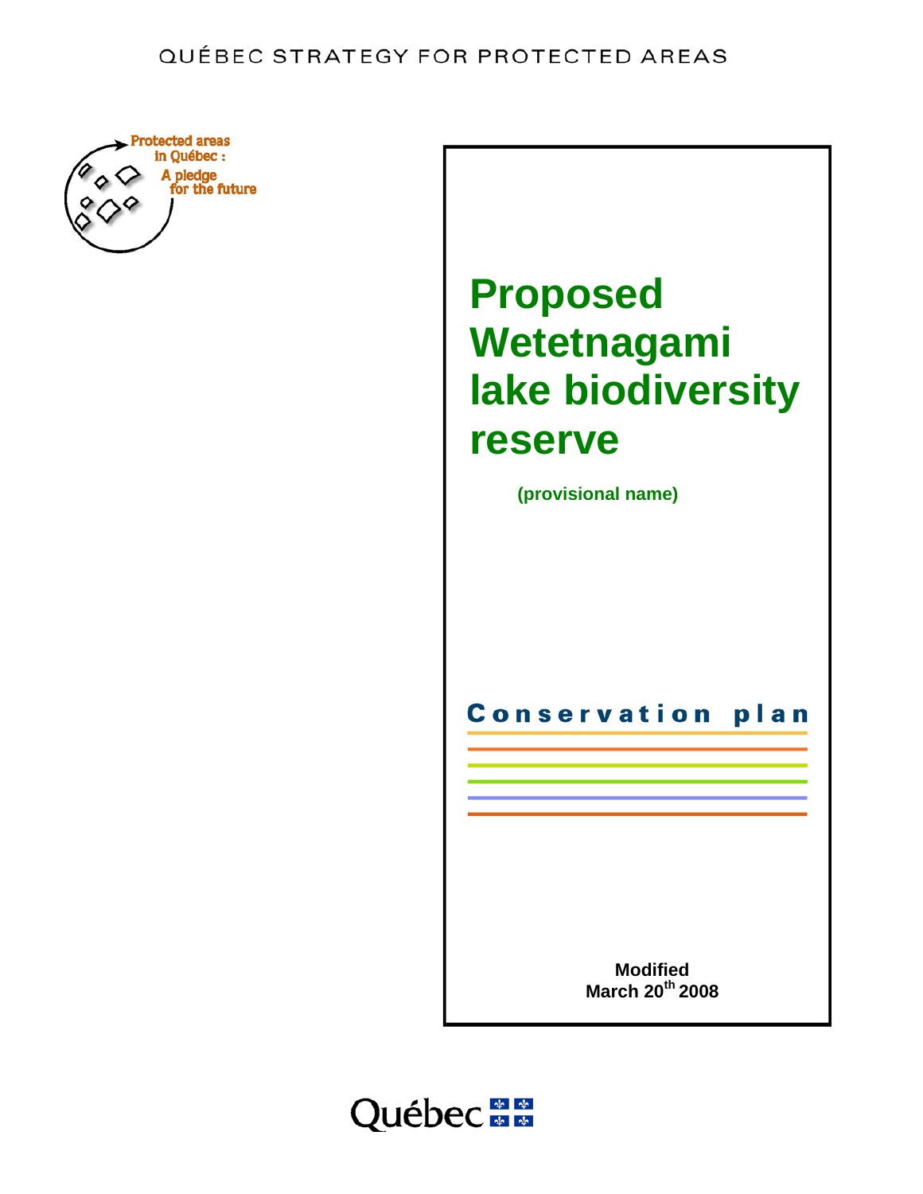QUÉBEC STRATEGY FOR PROTECTED AREAS

Protected areas in Québec : A pledge for the future

# Proposed Wetetnagami lake biodiversity reserve

**(provisional name)**

## Conservation plan

**Modified**
**March 20th 2008**

Québec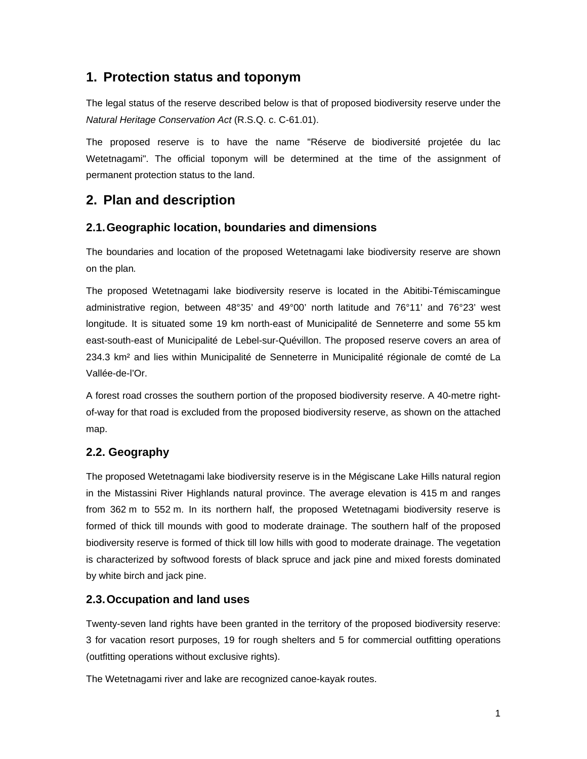# 1. Protection status and toponym

The legal status of the reserve described below is that of proposed biodiversity reserve under the *Natural Heritage Conservation Act* (R.S.Q. c. C-61.01).

The proposed reserve is to have the name "Réserve de biodiversité projetée du lac Wetetnagami". The official toponym will be determined at the time of the assignment of permanent protection status to the land.

# 2. Plan and description

## 2.1. Geographic location, boundaries and dimensions

The boundaries and location of the proposed Wetetnagami lake biodiversity reserve are shown on the plan.

The proposed Wetetnagami lake biodiversity reserve is located in the Abitibi-Témiscamingue administrative region, between 48°35’ and 49°00’ north latitude and 76°11’ and 76°23’ west longitude. It is situated some 19 km north-east of Municipalité de Senneterre and some 55 km east-south-east of Municipalité de Lebel-sur-Quévillon. The proposed reserve covers an area of 234.3 km² and lies within Municipalité de Senneterre in Municipalité régionale de comté de La Vallée-de-l’Or.

A forest road crosses the southern portion of the proposed biodiversity reserve. A 40-metre right-of-way for that road is excluded from the proposed biodiversity reserve, as shown on the attached map.

## 2.2. Geography

The proposed Wetetnagami lake biodiversity reserve is in the Mégiscane Lake Hills natural region in the Mistassini River Highlands natural province. The average elevation is 415 m and ranges from 362 m to 552 m. In its northern half, the proposed Wetetnagami biodiversity reserve is formed of thick till mounds with good to moderate drainage. The southern half of the proposed biodiversity reserve is formed of thick till low hills with good to moderate drainage. The vegetation is characterized by softwood forests of black spruce and jack pine and mixed forests dominated by white birch and jack pine.

## 2.3. Occupation and land uses

Twenty-seven land rights have been granted in the territory of the proposed biodiversity reserve: 3 for vacation resort purposes, 19 for rough shelters and 5 for commercial outfitting operations (outfitting operations without exclusive rights).

The Wetetnagami river and lake are recognized canoe-kayak routes.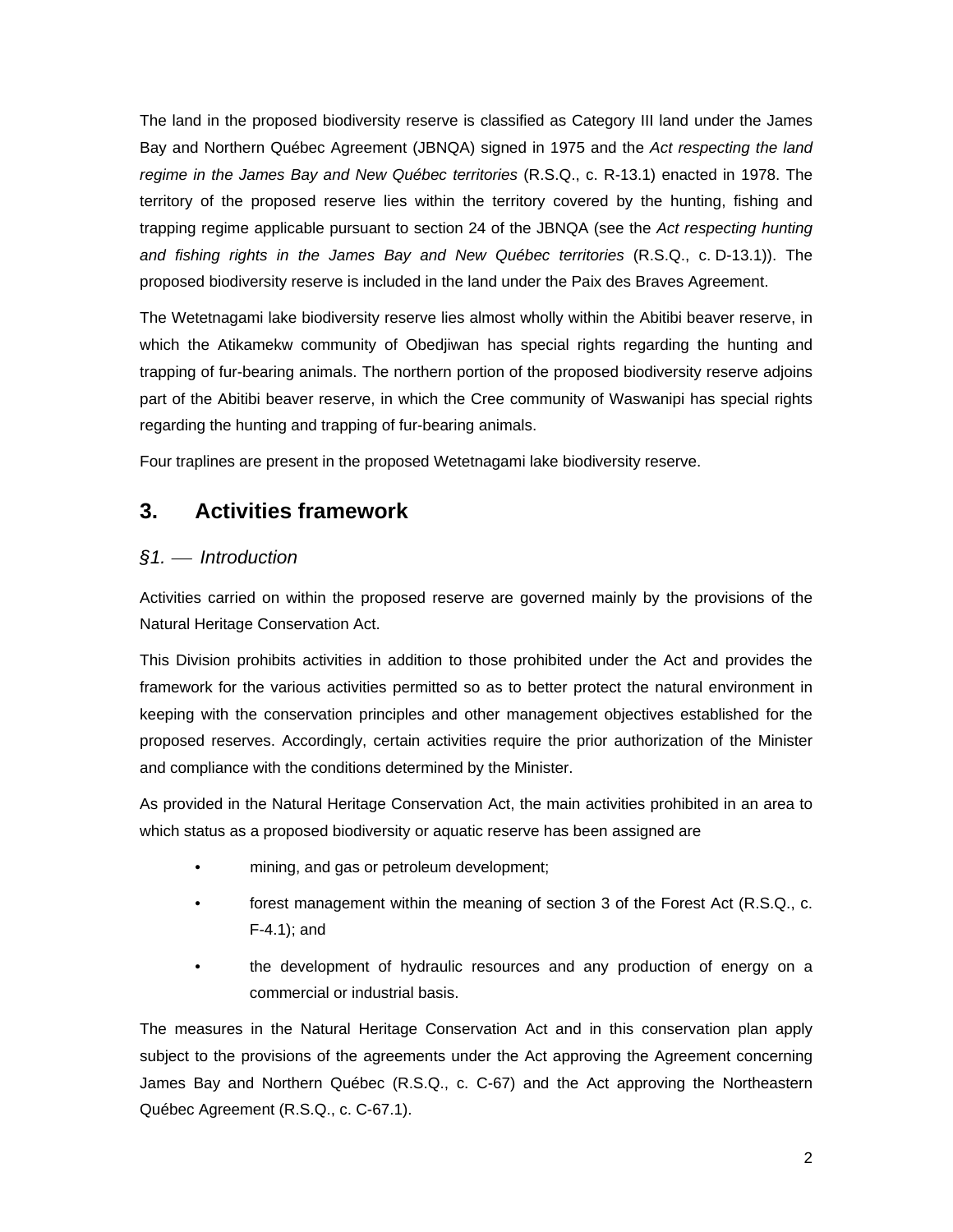The land in the proposed biodiversity reserve is classified as Category III land under the James Bay and Northern Québec Agreement (JBNQA) signed in 1975 and the *Act respecting the land regime in the James Bay and New Québec territories* (R.S.Q., c. R-13.1) enacted in 1978. The territory of the proposed reserve lies within the territory covered by the hunting, fishing and trapping regime applicable pursuant to section 24 of the JBNQA (see the *Act respecting hunting and fishing rights in the James Bay and New Québec territories* (R.S.Q., c. D-13.1)). The proposed biodiversity reserve is included in the land under the Paix des Braves Agreement.

The Wetetnagami lake biodiversity reserve lies almost wholly within the Abitibi beaver reserve, in which the Atikamekw community of Obedjiwan has special rights regarding the hunting and trapping of fur-bearing animals. The northern portion of the proposed biodiversity reserve adjoins part of the Abitibi beaver reserve, in which the Cree community of Waswanipi has special rights regarding the hunting and trapping of fur-bearing animals.

Four traplines are present in the proposed Wetetnagami lake biodiversity reserve.

## 3. Activities framework

### *§1. — Introduction*

Activities carried on within the proposed reserve are governed mainly by the provisions of the Natural Heritage Conservation Act.

This Division prohibits activities in addition to those prohibited under the Act and provides the framework for the various activities permitted so as to better protect the natural environment in keeping with the conservation principles and other management objectives established for the proposed reserves. Accordingly, certain activities require the prior authorization of the Minister and compliance with the conditions determined by the Minister.

As provided in the Natural Heritage Conservation Act, the main activities prohibited in an area to which status as a proposed biodiversity or aquatic reserve has been assigned are

- mining, and gas or petroleum development;
- forest management within the meaning of section 3 of the Forest Act (R.S.Q., c. F-4.1); and
- the development of hydraulic resources and any production of energy on a commercial or industrial basis.

The measures in the Natural Heritage Conservation Act and in this conservation plan apply subject to the provisions of the agreements under the Act approving the Agreement concerning James Bay and Northern Québec (R.S.Q., c. C-67) and the Act approving the Northeastern Québec Agreement (R.S.Q., c. C-67.1).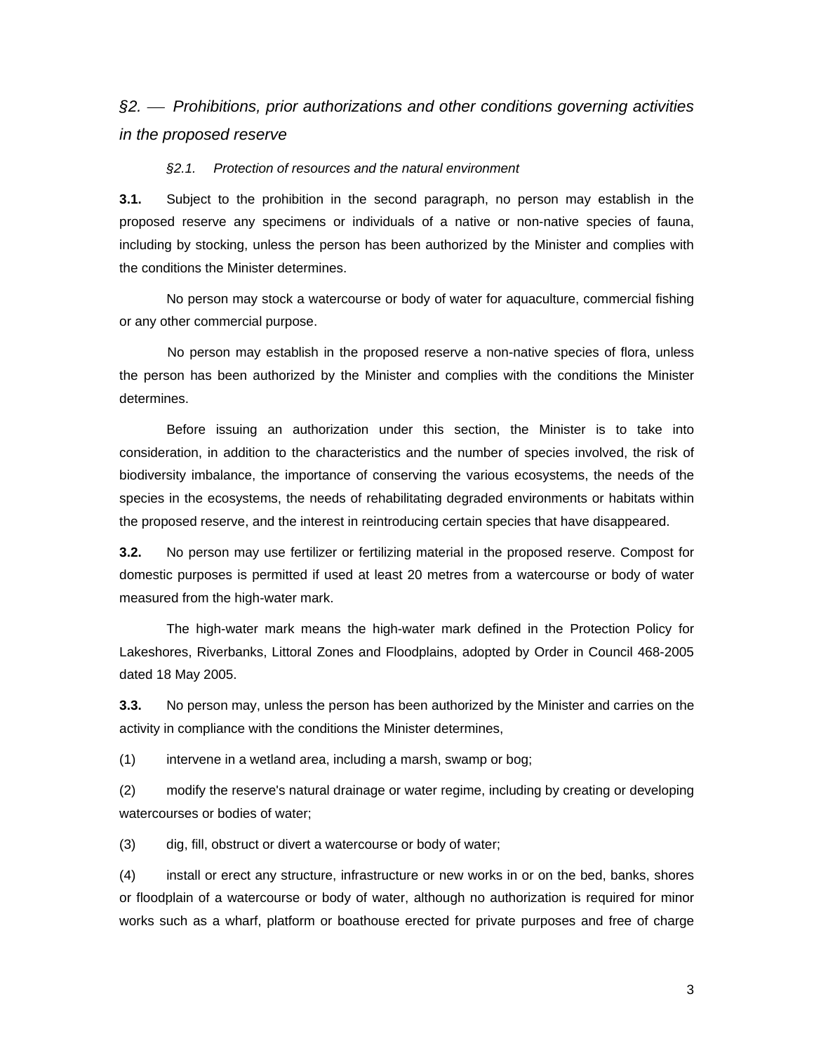## *§2. — Prohibitions, prior authorizations and other conditions governing activities in the proposed reserve*

### *§2.1. Protection of resources and the natural environment*

**3.1.** Subject to the prohibition in the second paragraph, no person may establish in the proposed reserve any specimens or individuals of a native or non-native species of fauna, including by stocking, unless the person has been authorized by the Minister and complies with the conditions the Minister determines.

No person may stock a watercourse or body of water for aquaculture, commercial fishing or any other commercial purpose.

No person may establish in the proposed reserve a non-native species of flora, unless the person has been authorized by the Minister and complies with the conditions the Minister determines.

Before issuing an authorization under this section, the Minister is to take into consideration, in addition to the characteristics and the number of species involved, the risk of biodiversity imbalance, the importance of conserving the various ecosystems, the needs of the species in the ecosystems, the needs of rehabilitating degraded environments or habitats within the proposed reserve, and the interest in reintroducing certain species that have disappeared.

**3.2.** No person may use fertilizer or fertilizing material in the proposed reserve. Compost for domestic purposes is permitted if used at least 20 metres from a watercourse or body of water measured from the high-water mark.

The high-water mark means the high-water mark defined in the Protection Policy for Lakeshores, Riverbanks, Littoral Zones and Floodplains, adopted by Order in Council 468-2005 dated 18 May 2005.

**3.3.** No person may, unless the person has been authorized by the Minister and carries on the activity in compliance with the conditions the Minister determines,

(1) intervene in a wetland area, including a marsh, swamp or bog;

(2) modify the reserve's natural drainage or water regime, including by creating or developing watercourses or bodies of water;

(3) dig, fill, obstruct or divert a watercourse or body of water;

(4) install or erect any structure, infrastructure or new works in or on the bed, banks, shores or floodplain of a watercourse or body of water, although no authorization is required for minor works such as a wharf, platform or boathouse erected for private purposes and free of charge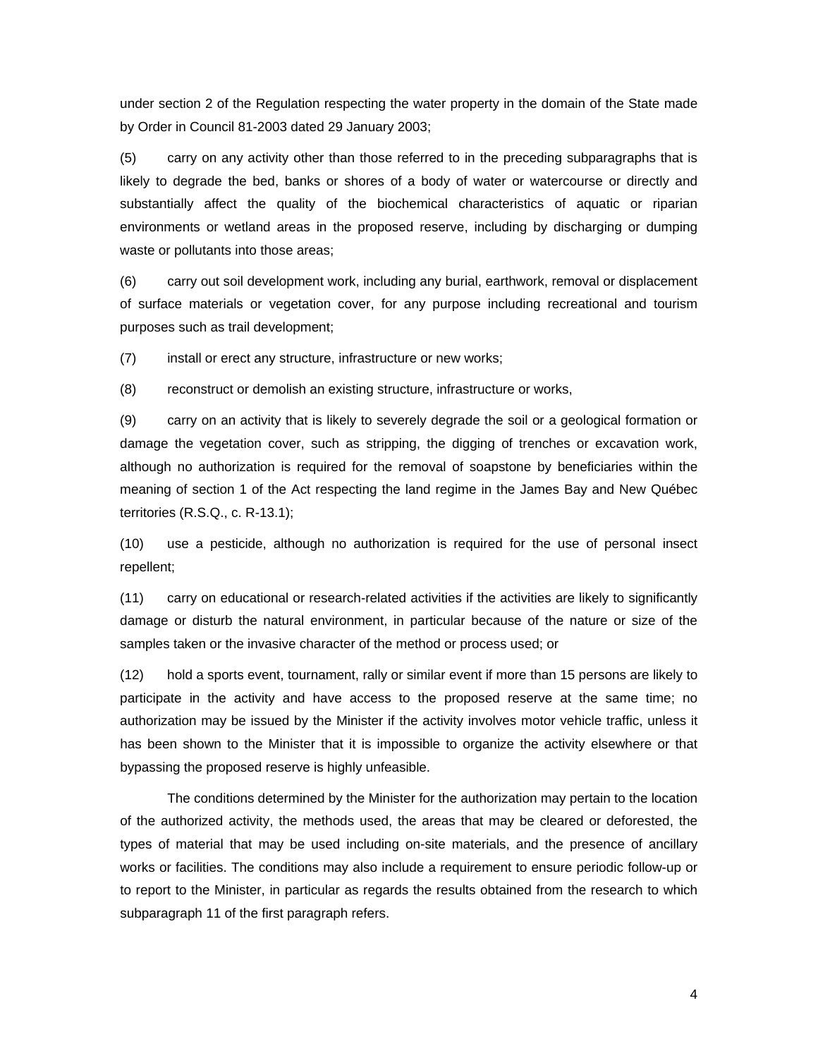under section 2 of the Regulation respecting the water property in the domain of the State made by Order in Council 81-2003 dated 29 January 2003;

(5) carry on any activity other than those referred to in the preceding subparagraphs that is likely to degrade the bed, banks or shores of a body of water or watercourse or directly and substantially affect the quality of the biochemical characteristics of aquatic or riparian environments or wetland areas in the proposed reserve, including by discharging or dumping waste or pollutants into those areas;

(6) carry out soil development work, including any burial, earthwork, removal or displacement of surface materials or vegetation cover, for any purpose including recreational and tourism purposes such as trail development;

(7) install or erect any structure, infrastructure or new works;

(8) reconstruct or demolish an existing structure, infrastructure or works,

(9) carry on an activity that is likely to severely degrade the soil or a geological formation or damage the vegetation cover, such as stripping, the digging of trenches or excavation work, although no authorization is required for the removal of soapstone by beneficiaries within the meaning of section 1 of the Act respecting the land regime in the James Bay and New Québec territories (R.S.Q., c. R-13.1);

(10) use a pesticide, although no authorization is required for the use of personal insect repellent;

(11) carry on educational or research-related activities if the activities are likely to significantly damage or disturb the natural environment, in particular because of the nature or size of the samples taken or the invasive character of the method or process used; or

(12) hold a sports event, tournament, rally or similar event if more than 15 persons are likely to participate in the activity and have access to the proposed reserve at the same time; no authorization may be issued by the Minister if the activity involves motor vehicle traffic, unless it has been shown to the Minister that it is impossible to organize the activity elsewhere or that bypassing the proposed reserve is highly unfeasible.

The conditions determined by the Minister for the authorization may pertain to the location of the authorized activity, the methods used, the areas that may be cleared or deforested, the types of material that may be used including on-site materials, and the presence of ancillary works or facilities. The conditions may also include a requirement to ensure periodic follow-up or to report to the Minister, in particular as regards the results obtained from the research to which subparagraph 11 of the first paragraph refers.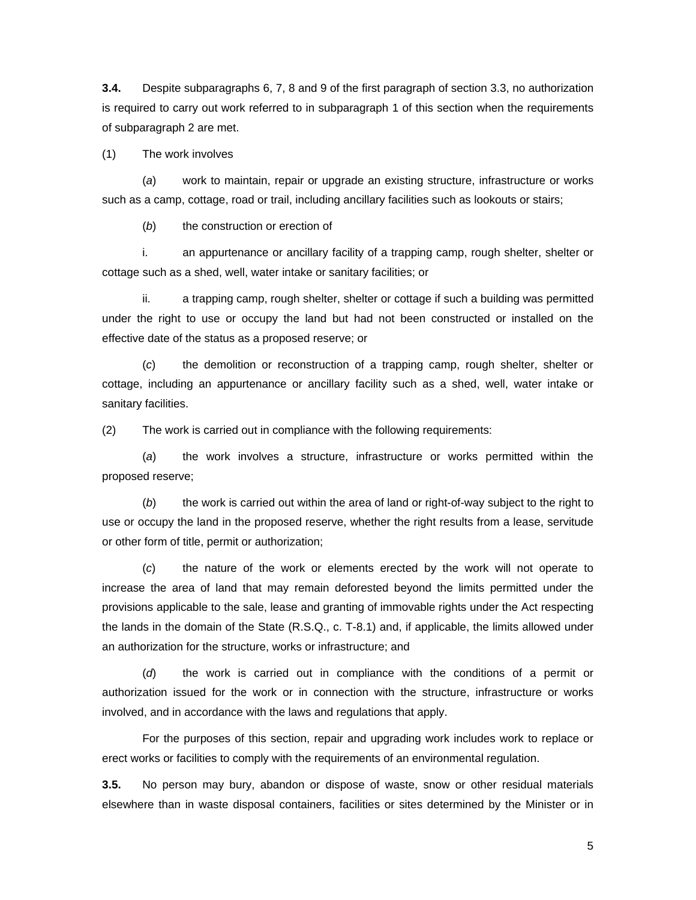**3.4.** Despite subparagraphs 6, 7, 8 and 9 of the first paragraph of section 3.3, no authorization is required to carry out work referred to in subparagraph 1 of this section when the requirements of subparagraph 2 are met.

(1) The work involves

(*a*) work to maintain, repair or upgrade an existing structure, infrastructure or works such as a camp, cottage, road or trail, including ancillary facilities such as lookouts or stairs;

(*b*) the construction or erection of

i. an appurtenance or ancillary facility of a trapping camp, rough shelter, shelter or cottage such as a shed, well, water intake or sanitary facilities; or

ii. a trapping camp, rough shelter, shelter or cottage if such a building was permitted under the right to use or occupy the land but had not been constructed or installed on the effective date of the status as a proposed reserve; or

(*c*) the demolition or reconstruction of a trapping camp, rough shelter, shelter or cottage, including an appurtenance or ancillary facility such as a shed, well, water intake or sanitary facilities.

(2) The work is carried out in compliance with the following requirements:

(*a*) the work involves a structure, infrastructure or works permitted within the proposed reserve;

(*b*) the work is carried out within the area of land or right-of-way subject to the right to use or occupy the land in the proposed reserve, whether the right results from a lease, servitude or other form of title, permit or authorization;

(*c*) the nature of the work or elements erected by the work will not operate to increase the area of land that may remain deforested beyond the limits permitted under the provisions applicable to the sale, lease and granting of immovable rights under the Act respecting the lands in the domain of the State (R.S.Q., c. T-8.1) and, if applicable, the limits allowed under an authorization for the structure, works or infrastructure; and

(*d*) the work is carried out in compliance with the conditions of a permit or authorization issued for the work or in connection with the structure, infrastructure or works involved, and in accordance with the laws and regulations that apply.

For the purposes of this section, repair and upgrading work includes work to replace or erect works or facilities to comply with the requirements of an environmental regulation.

**3.5.** No person may bury, abandon or dispose of waste, snow or other residual materials elsewhere than in waste disposal containers, facilities or sites determined by the Minister or in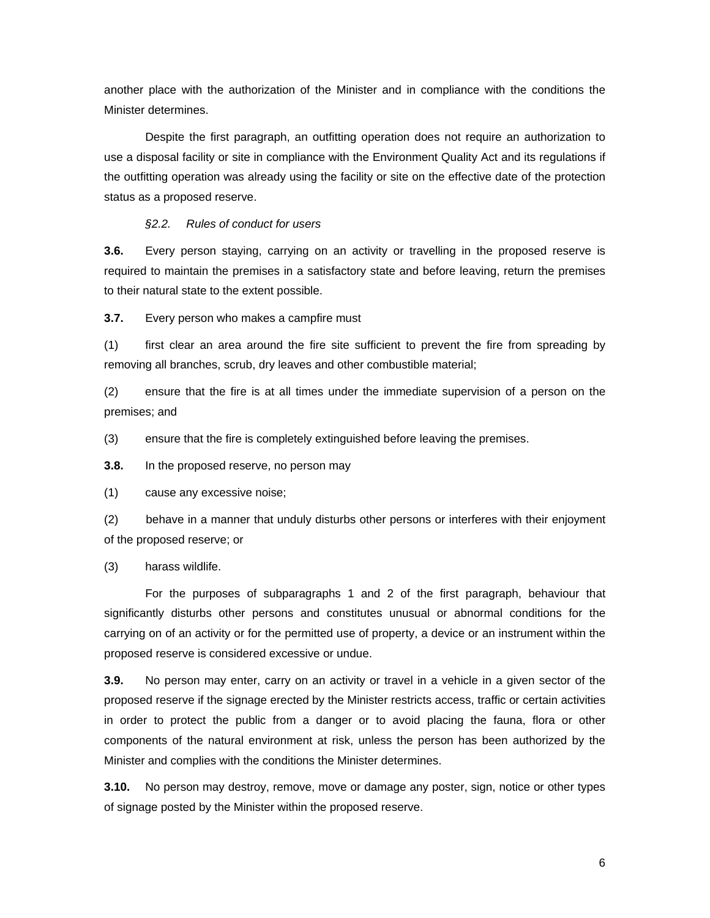another place with the authorization of the Minister and in compliance with the conditions the Minister determines.

Despite the first paragraph, an outfitting operation does not require an authorization to use a disposal facility or site in compliance with the Environment Quality Act and its regulations if the outfitting operation was already using the facility or site on the effective date of the protection status as a proposed reserve.

*§2.2. Rules of conduct for users*

**3.6.** Every person staying, carrying on an activity or travelling in the proposed reserve is required to maintain the premises in a satisfactory state and before leaving, return the premises to their natural state to the extent possible.

**3.7.** Every person who makes a campfire must

(1) first clear an area around the fire site sufficient to prevent the fire from spreading by removing all branches, scrub, dry leaves and other combustible material;

(2) ensure that the fire is at all times under the immediate supervision of a person on the premises; and

(3) ensure that the fire is completely extinguished before leaving the premises.

**3.8.** In the proposed reserve, no person may

(1) cause any excessive noise;

(2) behave in a manner that unduly disturbs other persons or interferes with their enjoyment of the proposed reserve; or

(3) harass wildlife.

For the purposes of subparagraphs 1 and 2 of the first paragraph, behaviour that significantly disturbs other persons and constitutes unusual or abnormal conditions for the carrying on of an activity or for the permitted use of property, a device or an instrument within the proposed reserve is considered excessive or undue.

**3.9.** No person may enter, carry on an activity or travel in a vehicle in a given sector of the proposed reserve if the signage erected by the Minister restricts access, traffic or certain activities in order to protect the public from a danger or to avoid placing the fauna, flora or other components of the natural environment at risk, unless the person has been authorized by the Minister and complies with the conditions the Minister determines.

**3.10.** No person may destroy, remove, move or damage any poster, sign, notice or other types of signage posted by the Minister within the proposed reserve.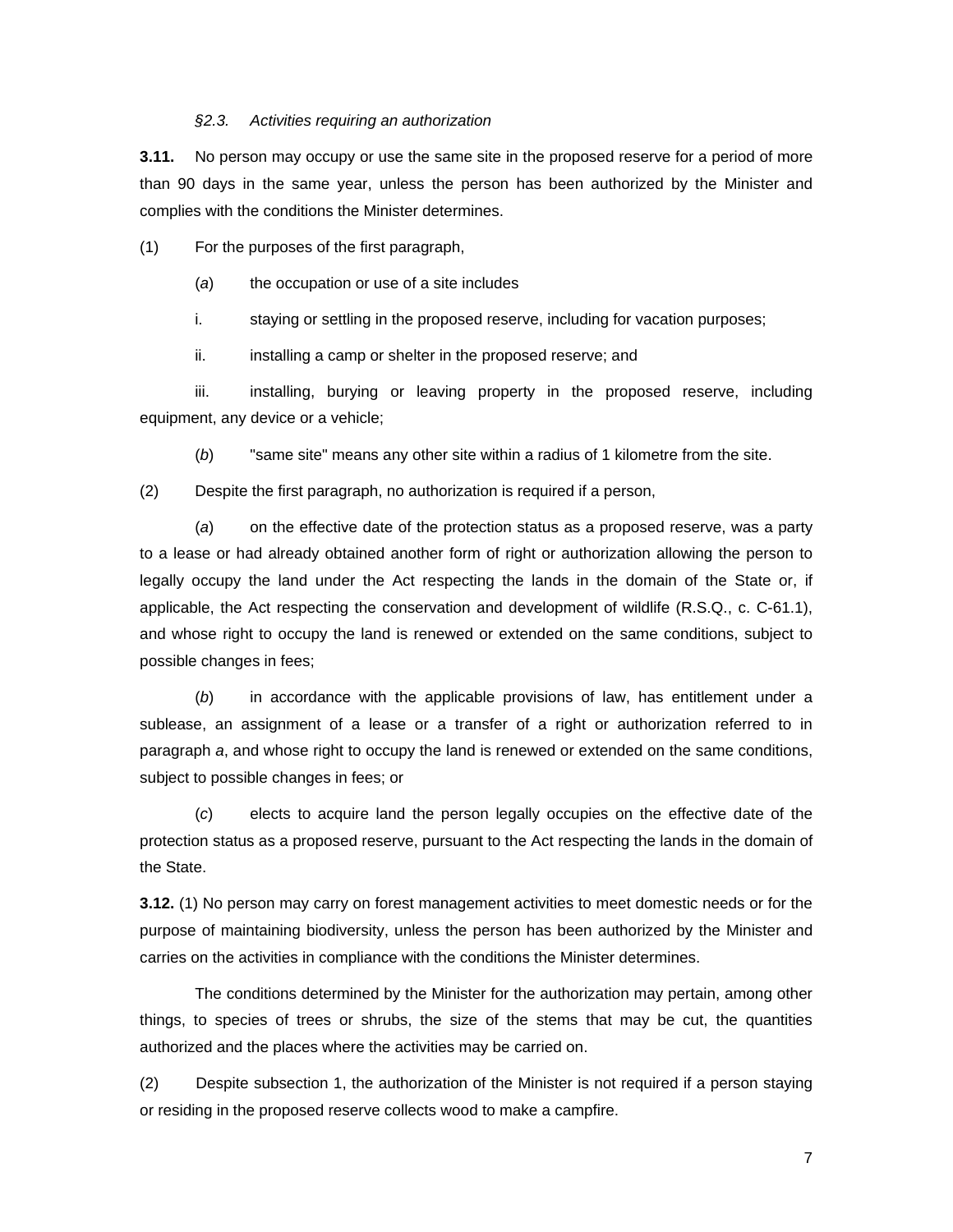*§2.3. Activities requiring an authorization*

**3.11.** No person may occupy or use the same site in the proposed reserve for a period of more than 90 days in the same year, unless the person has been authorized by the Minister and complies with the conditions the Minister determines.

(1) For the purposes of the first paragraph,

(*a*) the occupation or use of a site includes

i. staying or settling in the proposed reserve, including for vacation purposes;

ii. installing a camp or shelter in the proposed reserve; and

iii. installing, burying or leaving property in the proposed reserve, including equipment, any device or a vehicle;

(*b*) "same site" means any other site within a radius of 1 kilometre from the site.

(2) Despite the first paragraph, no authorization is required if a person,

(*a*) on the effective date of the protection status as a proposed reserve, was a party to a lease or had already obtained another form of right or authorization allowing the person to legally occupy the land under the Act respecting the lands in the domain of the State or, if applicable, the Act respecting the conservation and development of wildlife (R.S.Q., c. C-61.1), and whose right to occupy the land is renewed or extended on the same conditions, subject to possible changes in fees;

(*b*) in accordance with the applicable provisions of law, has entitlement under a sublease, an assignment of a lease or a transfer of a right or authorization referred to in paragraph *a*, and whose right to occupy the land is renewed or extended on the same conditions, subject to possible changes in fees; or

(*c*) elects to acquire land the person legally occupies on the effective date of the protection status as a proposed reserve, pursuant to the Act respecting the lands in the domain of the State.

**3.12.** (1) No person may carry on forest management activities to meet domestic needs or for the purpose of maintaining biodiversity, unless the person has been authorized by the Minister and carries on the activities in compliance with the conditions the Minister determines.

The conditions determined by the Minister for the authorization may pertain, among other things, to species of trees or shrubs, the size of the stems that may be cut, the quantities authorized and the places where the activities may be carried on.

(2) Despite subsection 1, the authorization of the Minister is not required if a person staying or residing in the proposed reserve collects wood to make a campfire.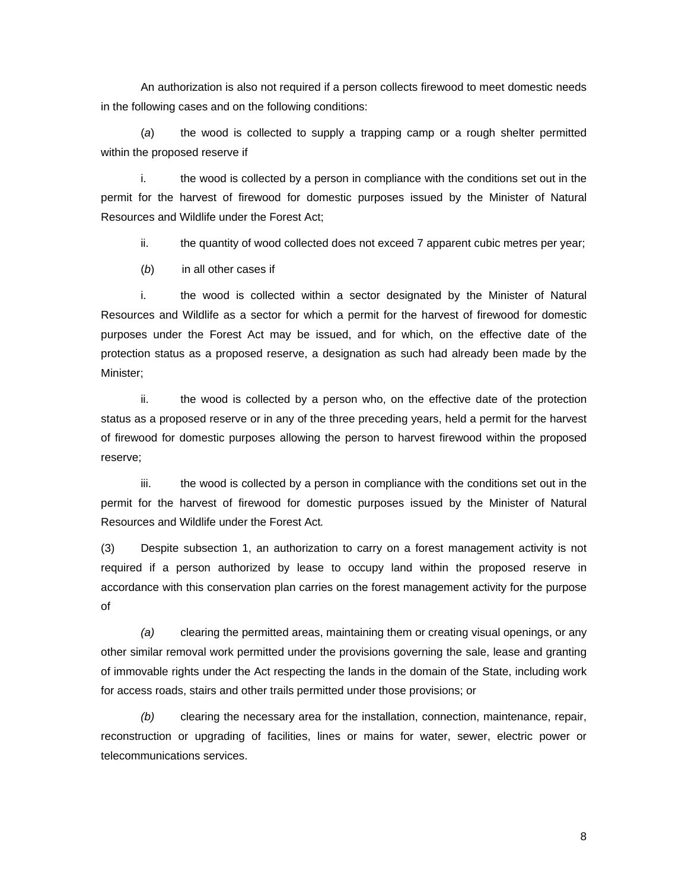An authorization is also not required if a person collects firewood to meet domestic needs in the following cases and on the following conditions:

(*a*) the wood is collected to supply a trapping camp or a rough shelter permitted within the proposed reserve if

i. the wood is collected by a person in compliance with the conditions set out in the permit for the harvest of firewood for domestic purposes issued by the Minister of Natural Resources and Wildlife under the Forest Act;

ii. the quantity of wood collected does not exceed 7 apparent cubic metres per year;

(*b*) in all other cases if

i. the wood is collected within a sector designated by the Minister of Natural Resources and Wildlife as a sector for which a permit for the harvest of firewood for domestic purposes under the Forest Act may be issued, and for which, on the effective date of the protection status as a proposed reserve, a designation as such had already been made by the Minister;

ii. the wood is collected by a person who, on the effective date of the protection status as a proposed reserve or in any of the three preceding years, held a permit for the harvest of firewood for domestic purposes allowing the person to harvest firewood within the proposed reserve;

iii. the wood is collected by a person in compliance with the conditions set out in the permit for the harvest of firewood for domestic purposes issued by the Minister of Natural Resources and Wildlife under the Forest Act.

(3) Despite subsection 1, an authorization to carry on a forest management activity is not required if a person authorized by lease to occupy land within the proposed reserve in accordance with this conservation plan carries on the forest management activity for the purpose of

*(a)* clearing the permitted areas, maintaining them or creating visual openings, or any other similar removal work permitted under the provisions governing the sale, lease and granting of immovable rights under the Act respecting the lands in the domain of the State, including work for access roads, stairs and other trails permitted under those provisions; or

*(b)* clearing the necessary area for the installation, connection, maintenance, repair, reconstruction or upgrading of facilities, lines or mains for water, sewer, electric power or telecommunications services.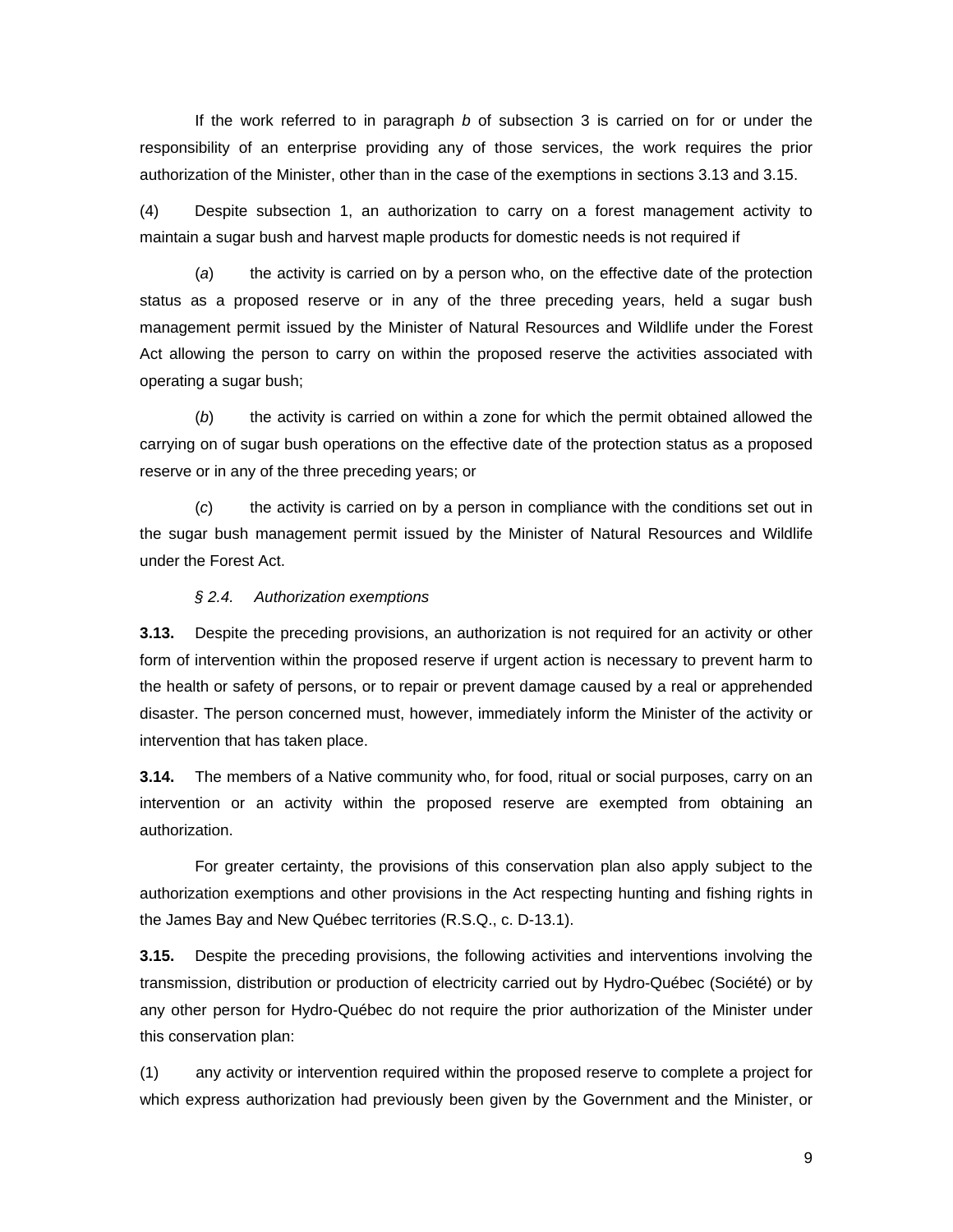If the work referred to in paragraph *b* of subsection 3 is carried on for or under the responsibility of an enterprise providing any of those services, the work requires the prior authorization of the Minister, other than in the case of the exemptions in sections 3.13 and 3.15.

(4) Despite subsection 1, an authorization to carry on a forest management activity to maintain a sugar bush and harvest maple products for domestic needs is not required if

(*a*) the activity is carried on by a person who, on the effective date of the protection status as a proposed reserve or in any of the three preceding years, held a sugar bush management permit issued by the Minister of Natural Resources and Wildlife under the Forest Act allowing the person to carry on within the proposed reserve the activities associated with operating a sugar bush;

(*b*) the activity is carried on within a zone for which the permit obtained allowed the carrying on of sugar bush operations on the effective date of the protection status as a proposed reserve or in any of the three preceding years; or

(*c*) the activity is carried on by a person in compliance with the conditions set out in the sugar bush management permit issued by the Minister of Natural Resources and Wildlife under the Forest Act.

*§ 2.4. Authorization exemptions*

**3.13.** Despite the preceding provisions, an authorization is not required for an activity or other form of intervention within the proposed reserve if urgent action is necessary to prevent harm to the health or safety of persons, or to repair or prevent damage caused by a real or apprehended disaster. The person concerned must, however, immediately inform the Minister of the activity or intervention that has taken place.

**3.14.** The members of a Native community who, for food, ritual or social purposes, carry on an intervention or an activity within the proposed reserve are exempted from obtaining an authorization.

For greater certainty, the provisions of this conservation plan also apply subject to the authorization exemptions and other provisions in the Act respecting hunting and fishing rights in the James Bay and New Québec territories (R.S.Q., c. D-13.1).

**3.15.** Despite the preceding provisions, the following activities and interventions involving the transmission, distribution or production of electricity carried out by Hydro-Québec (Société) or by any other person for Hydro-Québec do not require the prior authorization of the Minister under this conservation plan:

(1) any activity or intervention required within the proposed reserve to complete a project for which express authorization had previously been given by the Government and the Minister, or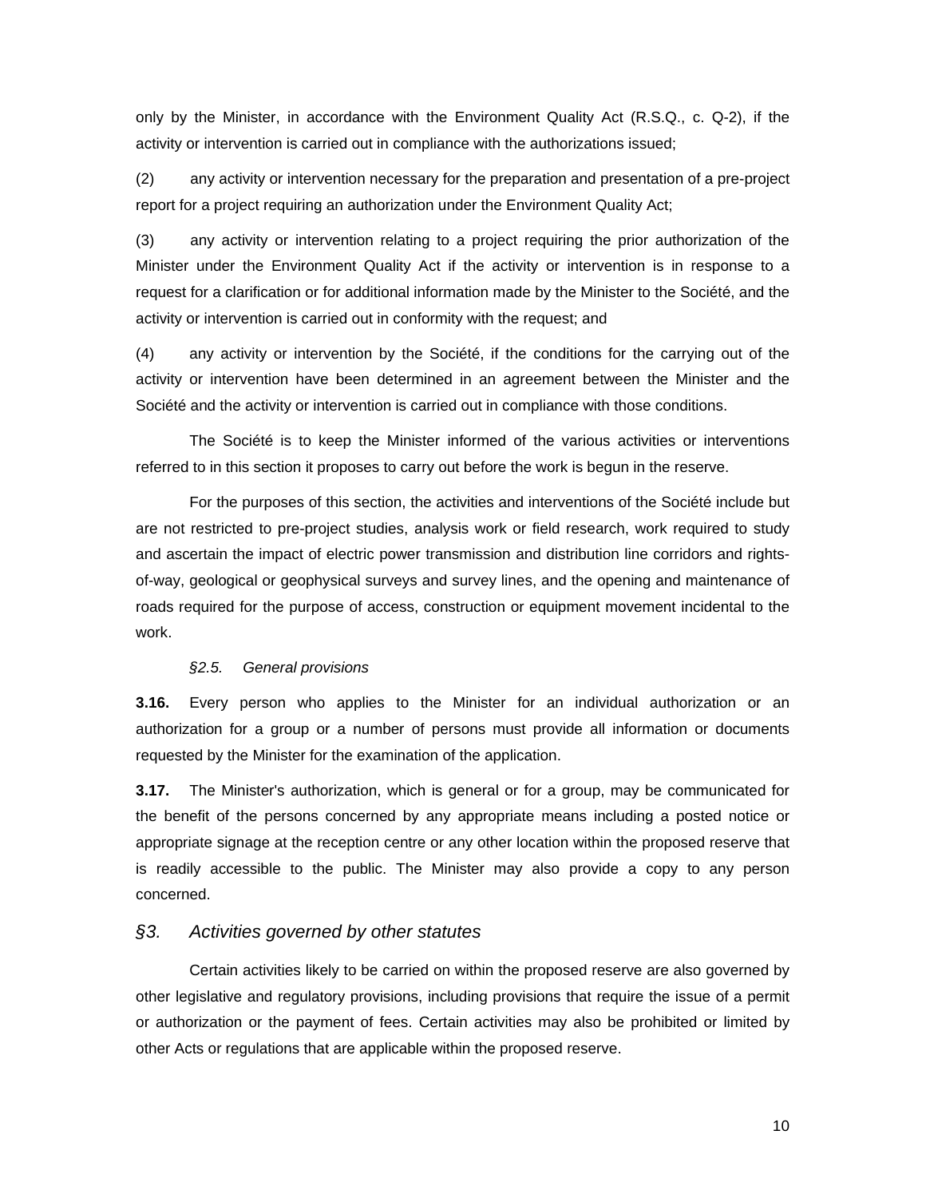only by the Minister, in accordance with the Environment Quality Act (R.S.Q., c. Q-2), if the activity or intervention is carried out in compliance with the authorizations issued;

(2) any activity or intervention necessary for the preparation and presentation of a pre-project report for a project requiring an authorization under the Environment Quality Act;

(3) any activity or intervention relating to a project requiring the prior authorization of the Minister under the Environment Quality Act if the activity or intervention is in response to a request for a clarification or for additional information made by the Minister to the Société, and the activity or intervention is carried out in conformity with the request; and

(4) any activity or intervention by the Société, if the conditions for the carrying out of the activity or intervention have been determined in an agreement between the Minister and the Société and the activity or intervention is carried out in compliance with those conditions.

The Société is to keep the Minister informed of the various activities or interventions referred to in this section it proposes to carry out before the work is begun in the reserve.

For the purposes of this section, the activities and interventions of the Société include but are not restricted to pre-project studies, analysis work or field research, work required to study and ascertain the impact of electric power transmission and distribution line corridors and rights-of-way, geological or geophysical surveys and survey lines, and the opening and maintenance of roads required for the purpose of access, construction or equipment movement incidental to the work.

*§2.5. General provisions*

**3.16.** Every person who applies to the Minister for an individual authorization or an authorization for a group or a number of persons must provide all information or documents requested by the Minister for the examination of the application.

**3.17.** The Minister's authorization, which is general or for a group, may be communicated for the benefit of the persons concerned by any appropriate means including a posted notice or appropriate signage at the reception centre or any other location within the proposed reserve that is readily accessible to the public. The Minister may also provide a copy to any person concerned.

## *§3. Activities governed by other statutes*

Certain activities likely to be carried on within the proposed reserve are also governed by other legislative and regulatory provisions, including provisions that require the issue of a permit or authorization or the payment of fees. Certain activities may also be prohibited or limited by other Acts or regulations that are applicable within the proposed reserve.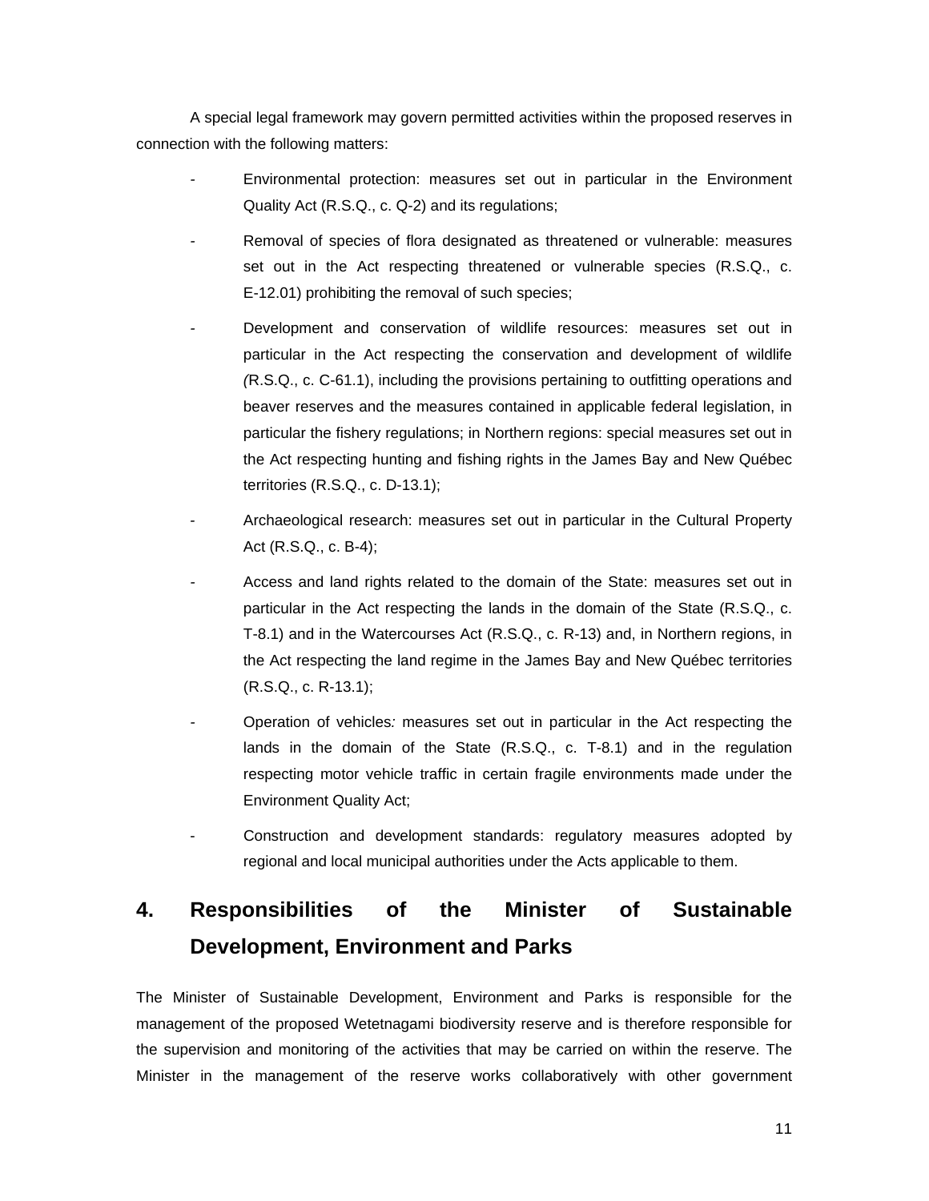A special legal framework may govern permitted activities within the proposed reserves in connection with the following matters:

- Environmental protection: measures set out in particular in the Environment Quality Act (R.S.Q., c. Q-2) and its regulations;
- Removal of species of flora designated as threatened or vulnerable: measures set out in the Act respecting threatened or vulnerable species (R.S.Q., c. E-12.01) prohibiting the removal of such species;
- Development and conservation of wildlife resources: measures set out in particular in the Act respecting the conservation and development of wildlife (R.S.Q., c. C-61.1), including the provisions pertaining to outfitting operations and beaver reserves and the measures contained in applicable federal legislation, in particular the fishery regulations; in Northern regions: special measures set out in the Act respecting hunting and fishing rights in the James Bay and New Québec territories (R.S.Q., c. D-13.1);
- Archaeological research: measures set out in particular in the Cultural Property Act (R.S.Q., c. B-4);
- Access and land rights related to the domain of the State: measures set out in particular in the Act respecting the lands in the domain of the State (R.S.Q., c. T-8.1) and in the Watercourses Act (R.S.Q., c. R-13) and, in Northern regions, in the Act respecting the land regime in the James Bay and New Québec territories (R.S.Q., c. R-13.1);
- Operation of vehicles: measures set out in particular in the Act respecting the lands in the domain of the State (R.S.Q., c. T-8.1) and in the regulation respecting motor vehicle traffic in certain fragile environments made under the Environment Quality Act;
- Construction and development standards: regulatory measures adopted by regional and local municipal authorities under the Acts applicable to them.

## 4. Responsibilities of the Minister of Sustainable Development, Environment and Parks

The Minister of Sustainable Development, Environment and Parks is responsible for the management of the proposed Wetetnagami biodiversity reserve and is therefore responsible for the supervision and monitoring of the activities that may be carried on within the reserve. The Minister in the management of the reserve works collaboratively with other government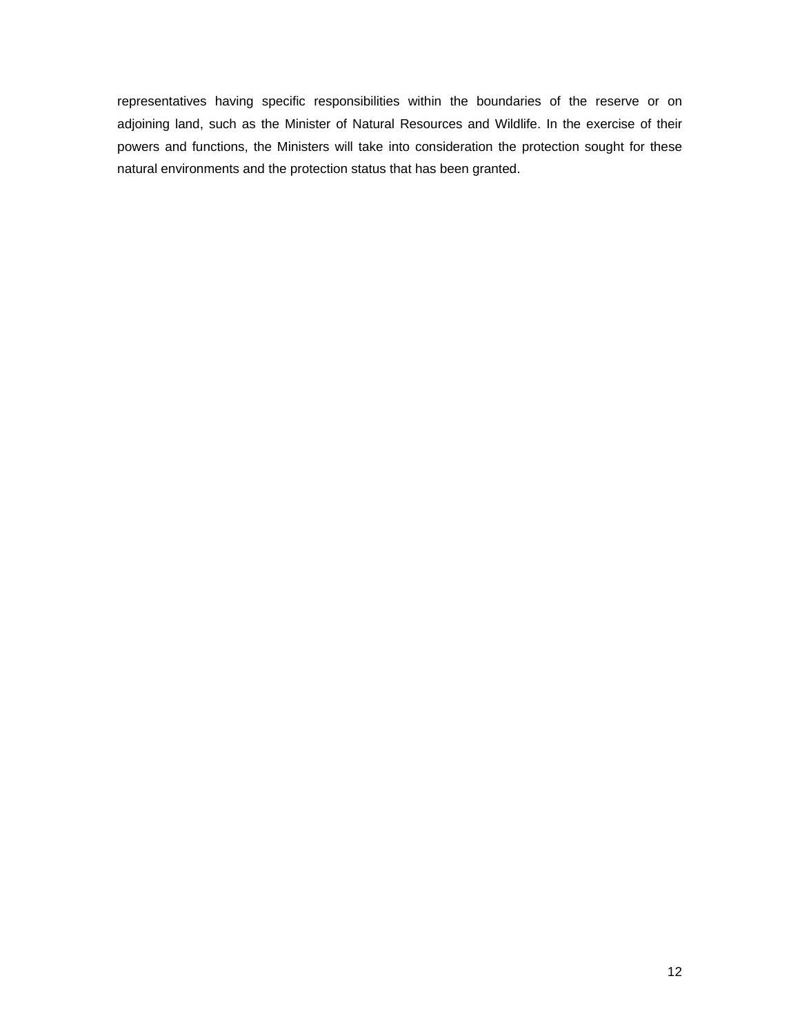representatives having specific responsibilities within the boundaries of the reserve or on adjoining land, such as the Minister of Natural Resources and Wildlife. In the exercise of their powers and functions, the Ministers will take into consideration the protection sought for these natural environments and the protection status that has been granted.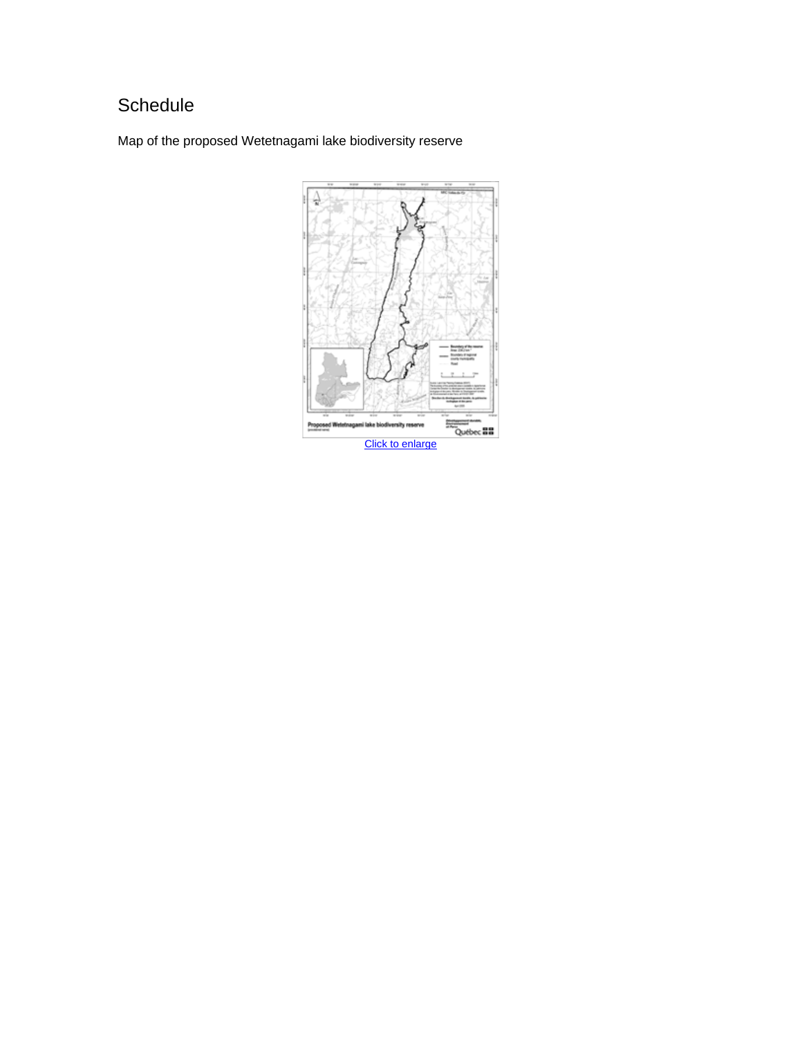## Schedule

Map of the proposed Wetetnagami lake biodiversity reserve

Click to enlarge